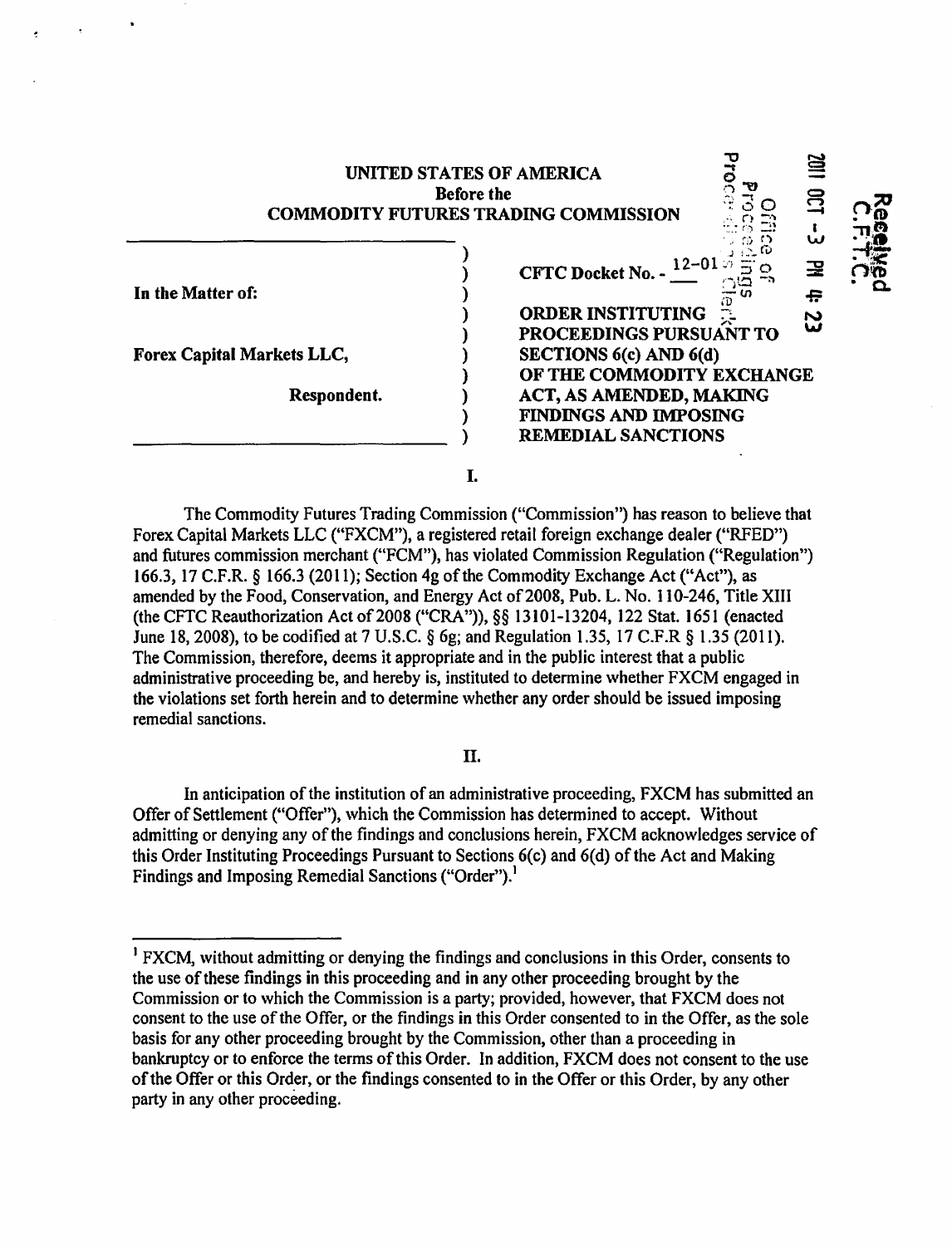UNITED STATES OF AMERICA
Before the
COMMODITY FUTURES TRADING COMMISSION

| | |
|---|---|
| In the Matter of: | CFTC Docket No. - 12-01 |
| | ORDER INSTITUTING PROCEEDINGS PURSUANT TO SECTIONS 6(c) AND 6(d) OF THE COMMODITY EXCHANGE ACT, AS AMENDED, MAKING FINDINGS AND IMPOSING REMEDIAL SANCTIONS |
| Forex Capital Markets LLC, | |
| Respondent. | |

2011 OCT -3 PM 4:23

Office of Proceedings Clerk

Received C.F.T.C.

## I.

The Commodity Futures Trading Commission ("Commission") has reason to believe that Forex Capital Markets LLC ("FXCM"), a registered retail foreign exchange dealer ("RFED") and futures commission merchant ("FCM"), has violated Commission Regulation ("Regulation") 166.3, 17 C.F.R. § 166.3 (2011); Section 4g of the Commodity Exchange Act ("Act"), as amended by the Food, Conservation, and Energy Act of 2008, Pub. L. No. 110-246, Title XIII (the CFTC Reauthorization Act of 2008 ("CRA")), §§ 13101-13204, 122 Stat. 1651 (enacted June 18, 2008), to be codified at 7 U.S.C. § 6g; and Regulation 1.35, 17 C.F.R § 1.35 (2011). The Commission, therefore, deems it appropriate and in the public interest that a public administrative proceeding be, and hereby is, instituted to determine whether FXCM engaged in the violations set forth herein and to determine whether any order should be issued imposing remedial sanctions.

## II.

In anticipation of the institution of an administrative proceeding, FXCM has submitted an Offer of Settlement ("Offer"), which the Commission has determined to accept. Without admitting or denying any of the findings and conclusions herein, FXCM acknowledges service of this Order Instituting Proceedings Pursuant to Sections 6(c) and 6(d) of the Act and Making Findings and Imposing Remedial Sanctions ("Order").[1]

---

[1] FXCM, without admitting or denying the findings and conclusions in this Order, consents to the use of these findings in this proceeding and in any other proceeding brought by the Commission or to which the Commission is a party; provided, however, that FXCM does not consent to the use of the Offer, or the findings in this Order consented to in the Offer, as the sole basis for any other proceeding brought by the Commission, other than a proceeding in bankruptcy or to enforce the terms of this Order. In addition, FXCM does not consent to the use of the Offer or this Order, or the findings consented to in the Offer or this Order, by any other party in any other proceeding.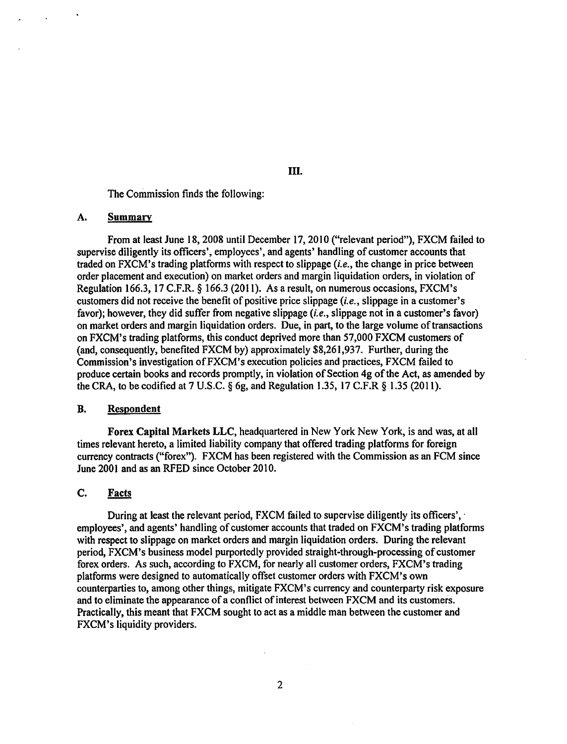## III.

The Commission finds the following:

### A. Summary

From at least June 18, 2008 until December 17, 2010 ("relevant period"), FXCM failed to supervise diligently its officers', employees', and agents' handling of customer accounts that traded on FXCM's trading platforms with respect to slippage (*i.e.*, the change in price between order placement and execution) on market orders and margin liquidation orders, in violation of Regulation 166.3, 17 C.F.R. § 166.3 (2011). As a result, on numerous occasions, FXCM's customers did not receive the benefit of positive price slippage (*i.e.*, slippage in a customer's favor); however, they did suffer from negative slippage (*i.e.*, slippage not in a customer's favor) on market orders and margin liquidation orders. Due, in part, to the large volume of transactions on FXCM's trading platforms, this conduct deprived more than 57,000 FXCM customers of (and, consequently, benefited FXCM by) approximately $8,261,937. Further, during the Commission's investigation of FXCM's execution policies and practices, FXCM failed to produce certain books and records promptly, in violation of Section 4g of the Act, as amended by the CRA, to be codified at 7 U.S.C. § 6g, and Regulation 1.35, 17 C.F.R § 1.35 (2011).

### B. Respondent

**Forex Capital Markets LLC**, headquartered in New York New York, is and was, at all times relevant hereto, a limited liability company that offered trading platforms for foreign currency contracts ("forex"). FXCM has been registered with the Commission as an FCM since June 2001 and as an RFED since October 2010.

### C. Facts

During at least the relevant period, FXCM failed to supervise diligently its officers', employees', and agents' handling of customer accounts that traded on FXCM's trading platforms with respect to slippage on market orders and margin liquidation orders. During the relevant period, FXCM's business model purportedly provided straight-through-processing of customer forex orders. As such, according to FXCM, for nearly all customer orders, FXCM's trading platforms were designed to automatically offset customer orders with FXCM's own counterparties to, among other things, mitigate FXCM's currency and counterparty risk exposure and to eliminate the appearance of a conflict of interest between FXCM and its customers. Practically, this meant that FXCM sought to act as a middle man between the customer and FXCM's liquidity providers.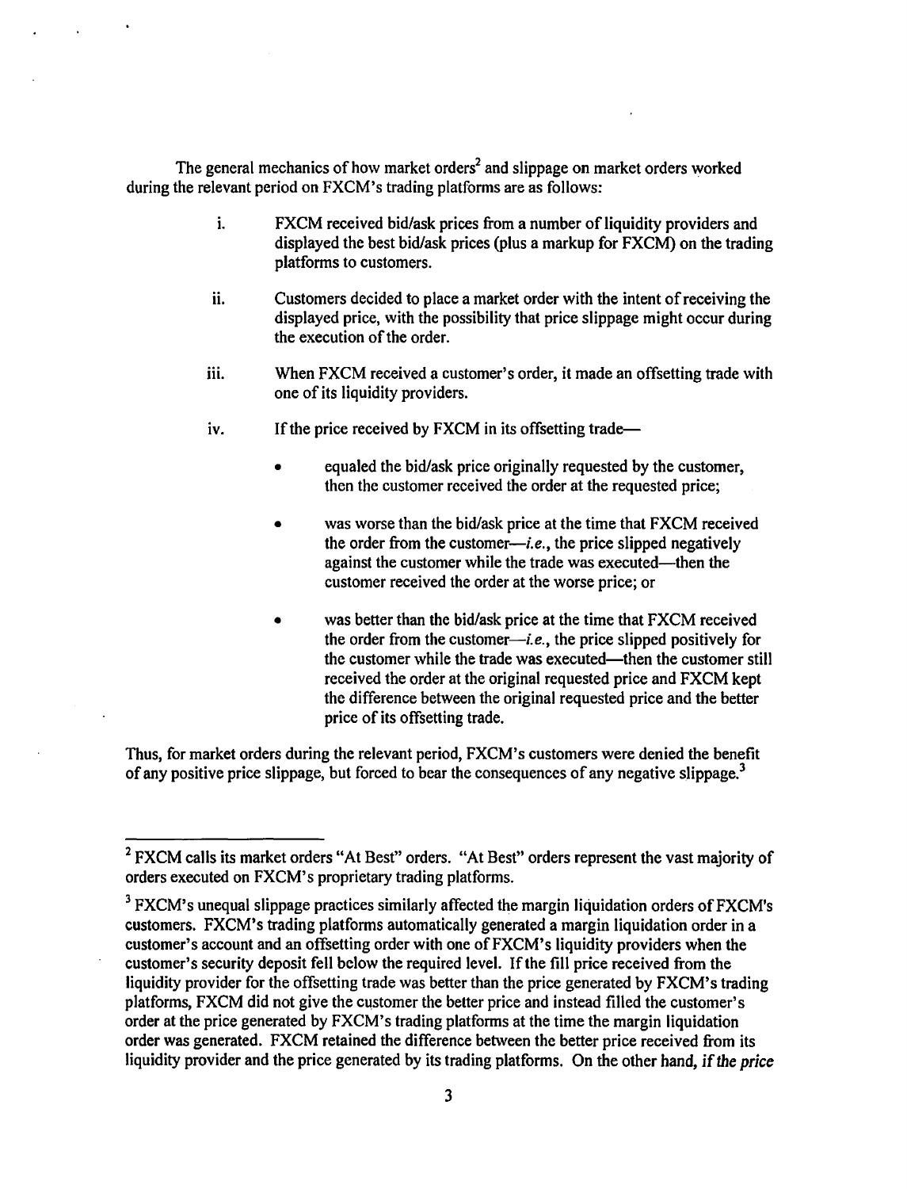The general mechanics of how market orders[2] and slippage on market orders worked during the relevant period on FXCM's trading platforms are as follows:

i. FXCM received bid/ask prices from a number of liquidity providers and displayed the best bid/ask prices (plus a markup for FXCM) on the trading platforms to customers.

ii. Customers decided to place a market order with the intent of receiving the displayed price, with the possibility that price slippage might occur during the execution of the order.

iii. When FXCM received a customer's order, it made an offsetting trade with one of its liquidity providers.

iv. If the price received by FXCM in its offsetting trade—

- equaled the bid/ask price originally requested by the customer, then the customer received the order at the requested price;
- was worse than the bid/ask price at the time that FXCM received the order from the customer—*i.e.*, the price slipped negatively against the customer while the trade was executed—then the customer received the order at the worse price; or
- was better than the bid/ask price at the time that FXCM received the order from the customer—*i.e.*, the price slipped positively for the customer while the trade was executed—then the customer still received the order at the original requested price and FXCM kept the difference between the original requested price and the better price of its offsetting trade.

Thus, for market orders during the relevant period, FXCM's customers were denied the benefit of any positive price slippage, but forced to bear the consequences of any negative slippage.[3]

---

[2] FXCM calls its market orders "At Best" orders. "At Best" orders represent the vast majority of orders executed on FXCM's proprietary trading platforms.

[3] FXCM's unequal slippage practices similarly affected the margin liquidation orders of FXCM's customers. FXCM's trading platforms automatically generated a margin liquidation order in a customer's account and an offsetting order with one of FXCM's liquidity providers when the customer's security deposit fell below the required level. If the fill price received from the liquidity provider for the offsetting trade was better than the price generated by FXCM's trading platforms, FXCM did not give the customer the better price and instead filled the customer's order at the price generated by FXCM's trading platforms at the time the margin liquidation order was generated. FXCM retained the difference between the better price received from its liquidity provider and the price generated by its trading platforms. On the other hand, *if the price*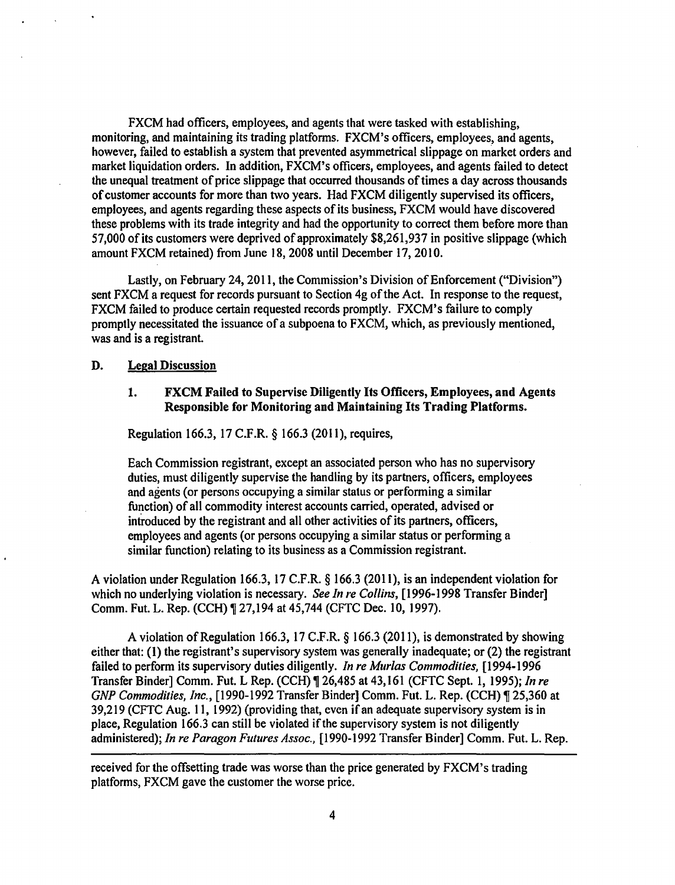FXCM had officers, employees, and agents that were tasked with establishing, monitoring, and maintaining its trading platforms. FXCM's officers, employees, and agents, however, failed to establish a system that prevented asymmetrical slippage on market orders and market liquidation orders. In addition, FXCM's officers, employees, and agents failed to detect the unequal treatment of price slippage that occurred thousands of times a day across thousands of customer accounts for more than two years. Had FXCM diligently supervised its officers, employees, and agents regarding these aspects of its business, FXCM would have discovered these problems with its trade integrity and had the opportunity to correct them before more than 57,000 of its customers were deprived of approximately $8,261,937 in positive slippage (which amount FXCM retained) from June 18, 2008 until December 17, 2010.

Lastly, on February 24, 2011, the Commission's Division of Enforcement ("Division") sent FXCM a request for records pursuant to Section 4g of the Act. In response to the request, FXCM failed to produce certain requested records promptly. FXCM's failure to comply promptly necessitated the issuance of a subpoena to FXCM, which, as previously mentioned, was and is a registrant.

## D. Legal Discussion

### 1. FXCM Failed to Supervise Diligently Its Officers, Employees, and Agents Responsible for Monitoring and Maintaining Its Trading Platforms.

Regulation 166.3, 17 C.F.R. § 166.3 (2011), requires,

> Each Commission registrant, except an associated person who has no supervisory duties, must diligently supervise the handling by its partners, officers, employees and agents (or persons occupying a similar status or performing a similar function) of all commodity interest accounts carried, operated, advised or introduced by the registrant and all other activities of its partners, officers, employees and agents (or persons occupying a similar status or performing a similar function) relating to its business as a Commission registrant.

A violation under Regulation 166.3, 17 C.F.R. § 166.3 (2011), is an independent violation for which no underlying violation is necessary. *See In re Collins*, [1996-1998 Transfer Binder] Comm. Fut. L. Rep. (CCH) ¶ 27,194 at 45,744 (CFTC Dec. 10, 1997).

A violation of Regulation 166.3, 17 C.F.R. § 166.3 (2011), is demonstrated by showing either that: (1) the registrant's supervisory system was generally inadequate; or (2) the registrant failed to perform its supervisory duties diligently. *In re Murlas Commodities*, [1994-1996 Transfer Binder] Comm. Fut. L Rep. (CCH) ¶ 26,485 at 43,161 (CFTC Sept. 1, 1995); *In re GNP Commodities, Inc.*, [1990-1992 Transfer Binder] Comm. Fut. L. Rep. (CCH) ¶ 25,360 at 39,219 (CFTC Aug. 11, 1992) (providing that, even if an adequate supervisory system is in place, Regulation 166.3 can still be violated if the supervisory system is not diligently administered); *In re Paragon Futures Assoc.*, [1990-1992 Transfer Binder] Comm. Fut. L. Rep.

---

received for the offsetting trade was worse than the price generated by FXCM's trading platforms, FXCM gave the customer the worse price.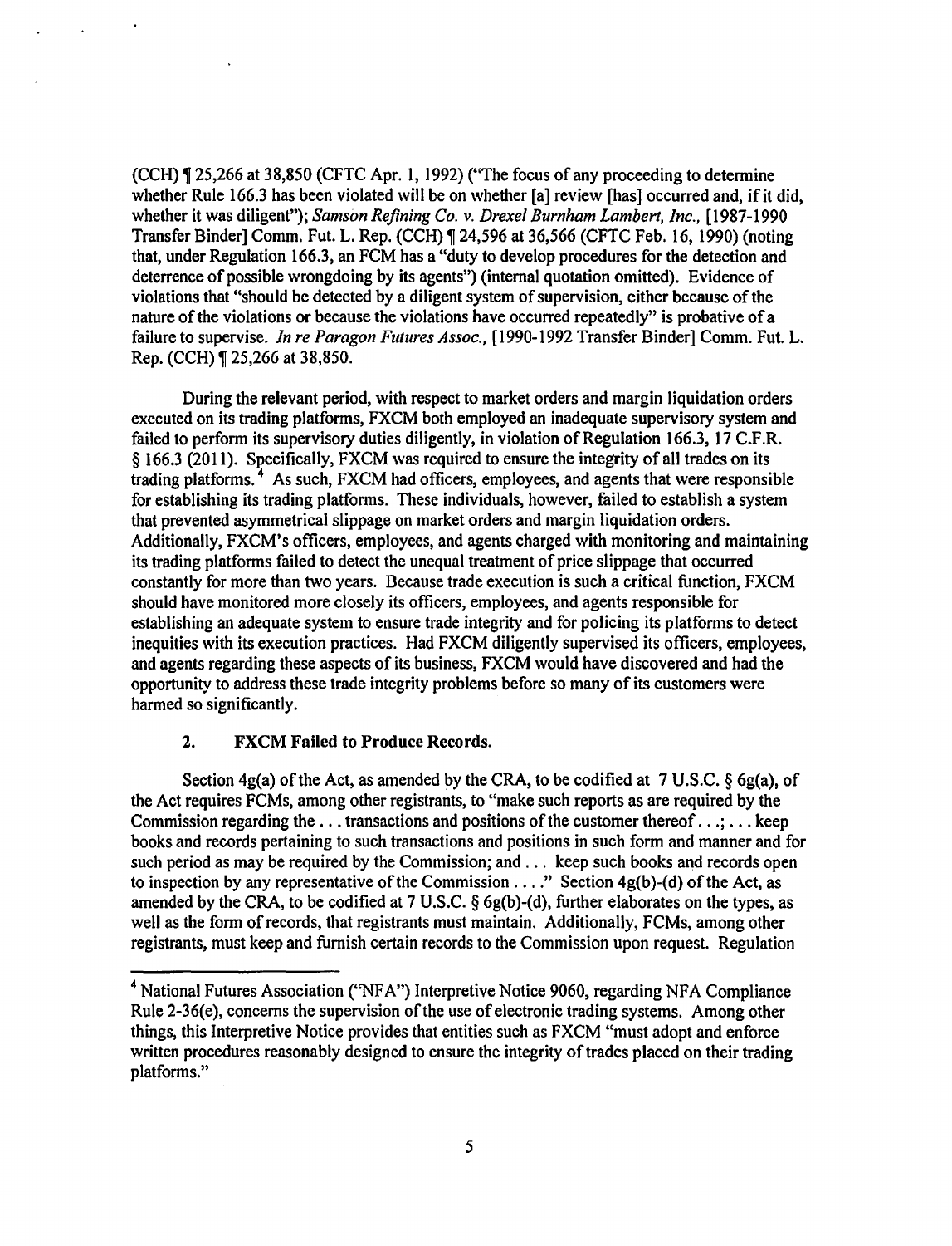(CCH) ¶ 25,266 at 38,850 (CFTC Apr. 1, 1992) ("The focus of any proceeding to determine whether Rule 166.3 has been violated will be on whether [a] review [has] occurred and, if it did, whether it was diligent"); *Samson Refining Co. v. Drexel Burnham Lambert, Inc.*, [1987-1990 Transfer Binder] Comm. Fut. L. Rep. (CCH) ¶ 24,596 at 36,566 (CFTC Feb. 16, 1990) (noting that, under Regulation 166.3, an FCM has a "duty to develop procedures for the detection and deterrence of possible wrongdoing by its agents") (internal quotation omitted). Evidence of violations that "should be detected by a diligent system of supervision, either because of the nature of the violations or because the violations have occurred repeatedly" is probative of a failure to supervise. *In re Paragon Futures Assoc.*, [1990-1992 Transfer Binder] Comm. Fut. L. Rep. (CCH) ¶ 25,266 at 38,850.

During the relevant period, with respect to market orders and margin liquidation orders executed on its trading platforms, FXCM both employed an inadequate supervisory system and failed to perform its supervisory duties diligently, in violation of Regulation 166.3, 17 C.F.R. § 166.3 (2011). Specifically, FXCM was required to ensure the integrity of all trades on its trading platforms.[4] As such, FXCM had officers, employees, and agents that were responsible for establishing its trading platforms. These individuals, however, failed to establish a system that prevented asymmetrical slippage on market orders and margin liquidation orders. Additionally, FXCM's officers, employees, and agents charged with monitoring and maintaining its trading platforms failed to detect the unequal treatment of price slippage that occurred constantly for more than two years. Because trade execution is such a critical function, FXCM should have monitored more closely its officers, employees, and agents responsible for establishing an adequate system to ensure trade integrity and for policing its platforms to detect inequities with its execution practices. Had FXCM diligently supervised its officers, employees, and agents regarding these aspects of its business, FXCM would have discovered and had the opportunity to address these trade integrity problems before so many of its customers were harmed so significantly.

### 2. FXCM Failed to Produce Records.

Section 4g(a) of the Act, as amended by the CRA, to be codified at 7 U.S.C. § 6g(a), of the Act requires FCMs, among other registrants, to "make such reports as are required by the Commission regarding the . . . transactions and positions of the customer thereof . . .; . . . keep books and records pertaining to such transactions and positions in such form and manner and for such period as may be required by the Commission; and . . . keep such books and records open to inspection by any representative of the Commission . . . ." Section 4g(b)-(d) of the Act, as amended by the CRA, to be codified at 7 U.S.C. § 6g(b)-(d), further elaborates on the types, as well as the form of records, that registrants must maintain. Additionally, FCMs, among other registrants, must keep and furnish certain records to the Commission upon request. Regulation

[4] National Futures Association ("NFA") Interpretive Notice 9060, regarding NFA Compliance Rule 2-36(e), concerns the supervision of the use of electronic trading systems. Among other things, this Interpretive Notice provides that entities such as FXCM "must adopt and enforce written procedures reasonably designed to ensure the integrity of trades placed on their trading platforms."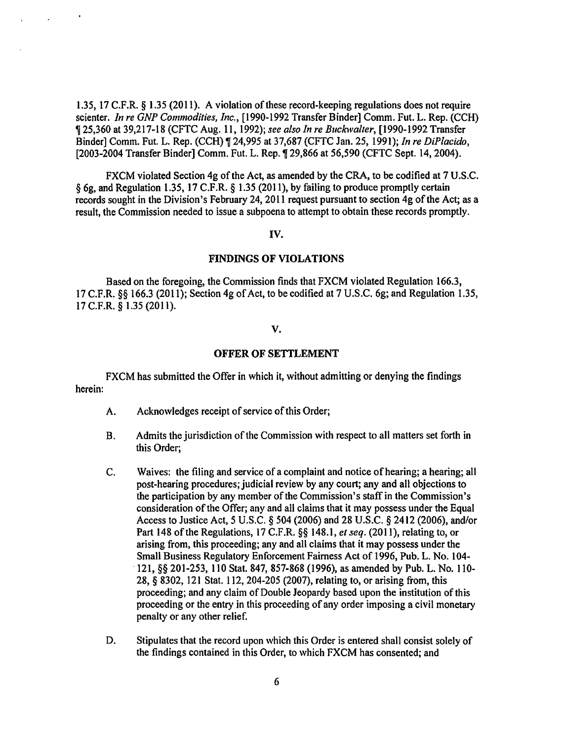1.35, 17 C.F.R. § 1.35 (2011). A violation of these record-keeping regulations does not require scienter. *In re GNP Commodities, Inc.*, [1990-1992 Transfer Binder] Comm. Fut. L. Rep. (CCH) ¶ 25,360 at 39,217-18 (CFTC Aug. 11, 1992); *see also In re Buckwalter*, [1990-1992 Transfer Binder] Comm. Fut. L. Rep. (CCH) ¶ 24,995 at 37,687 (CFTC Jan. 25, 1991); *In re DiPlacido*, [2003-2004 Transfer Binder] Comm. Fut. L. Rep. ¶ 29,866 at 56,590 (CFTC Sept. 14, 2004).

FXCM violated Section 4g of the Act, as amended by the CRA, to be codified at 7 U.S.C. § 6g, and Regulation 1.35, 17 C.F.R. § 1.35 (2011), by failing to produce promptly certain records sought in the Division's February 24, 2011 request pursuant to section 4g of the Act; as a result, the Commission needed to issue a subpoena to attempt to obtain these records promptly.

## IV.

## FINDINGS OF VIOLATIONS

Based on the foregoing, the Commission finds that FXCM violated Regulation 166.3, 17 C.F.R. §§ 166.3 (2011); Section 4g of Act, to be codified at 7 U.S.C. 6g; and Regulation 1.35, 17 C.F.R. § 1.35 (2011).

## V.

## OFFER OF SETTLEMENT

FXCM has submitted the Offer in which it, without admitting or denying the findings herein:

A. Acknowledges receipt of service of this Order;

B. Admits the jurisdiction of the Commission with respect to all matters set forth in this Order;

C. Waives: the filing and service of a complaint and notice of hearing; a hearing; all post-hearing procedures; judicial review by any court; any and all objections to the participation by any member of the Commission's staff in the Commission's consideration of the Offer; any and all claims that it may possess under the Equal Access to Justice Act, 5 U.S.C. § 504 (2006) and 28 U.S.C. § 2412 (2006), and/or Part 148 of the Regulations, 17 C.F.R. §§ 148.1, *et seq.* (2011), relating to, or arising from, this proceeding; any and all claims that it may possess under the Small Business Regulatory Enforcement Fairness Act of 1996, Pub. L. No. 104-121, §§ 201-253, 110 Stat. 847, 857-868 (1996), as amended by Pub. L. No. 110-28, § 8302, 121 Stat. 112, 204-205 (2007), relating to, or arising from, this proceeding; and any claim of Double Jeopardy based upon the institution of this proceeding or the entry in this proceeding of any order imposing a civil monetary penalty or any other relief.

D. Stipulates that the record upon which this Order is entered shall consist solely of the findings contained in this Order, to which FXCM has consented; and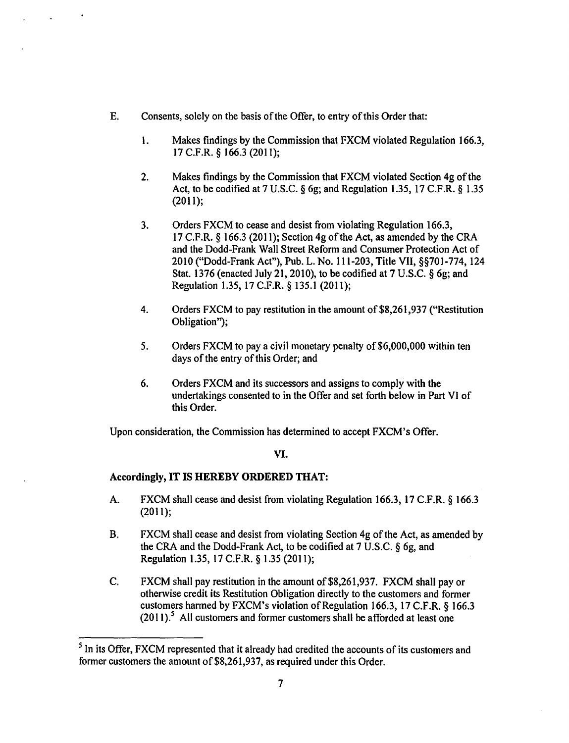E. Consents, solely on the basis of the Offer, to entry of this Order that:

 1. Makes findings by the Commission that FXCM violated Regulation 166.3, 17 C.F.R. § 166.3 (2011);

 2. Makes findings by the Commission that FXCM violated Section 4g of the Act, to be codified at 7 U.S.C. § 6g; and Regulation 1.35, 17 C.F.R. § 1.35 (2011);

 3. Orders FXCM to cease and desist from violating Regulation 166.3, 17 C.F.R. § 166.3 (2011); Section 4g of the Act, as amended by the CRA and the Dodd-Frank Wall Street Reform and Consumer Protection Act of 2010 ("Dodd-Frank Act"), Pub. L. No. 111-203, Title VII, §§701-774, 124 Stat. 1376 (enacted July 21, 2010), to be codified at 7 U.S.C. § 6g; and Regulation 1.35, 17 C.F.R. § 135.1 (2011);

 4. Orders FXCM to pay restitution in the amount of $8,261,937 ("Restitution Obligation");

 5. Orders FXCM to pay a civil monetary penalty of $6,000,000 within ten days of the entry of this Order; and

 6. Orders FXCM and its successors and assigns to comply with the undertakings consented to in the Offer and set forth below in Part VI of this Order.

Upon consideration, the Commission has determined to accept FXCM's Offer.

## VI.

**Accordingly, IT IS HEREBY ORDERED THAT:**

A. FXCM shall cease and desist from violating Regulation 166.3, 17 C.F.R. § 166.3 (2011);

B. FXCM shall cease and desist from violating Section 4g of the Act, as amended by the CRA and the Dodd-Frank Act, to be codified at 7 U.S.C. § 6g, and Regulation 1.35, 17 C.F.R. § 1.35 (2011);

C. FXCM shall pay restitution in the amount of $8,261,937. FXCM shall pay or otherwise credit its Restitution Obligation directly to the customers and former customers harmed by FXCM's violation of Regulation 166.3, 17 C.F.R. § 166.3 (2011).[5] All customers and former customers shall be afforded at least one

---

[5] In its Offer, FXCM represented that it already had credited the accounts of its customers and former customers the amount of $8,261,937, as required under this Order.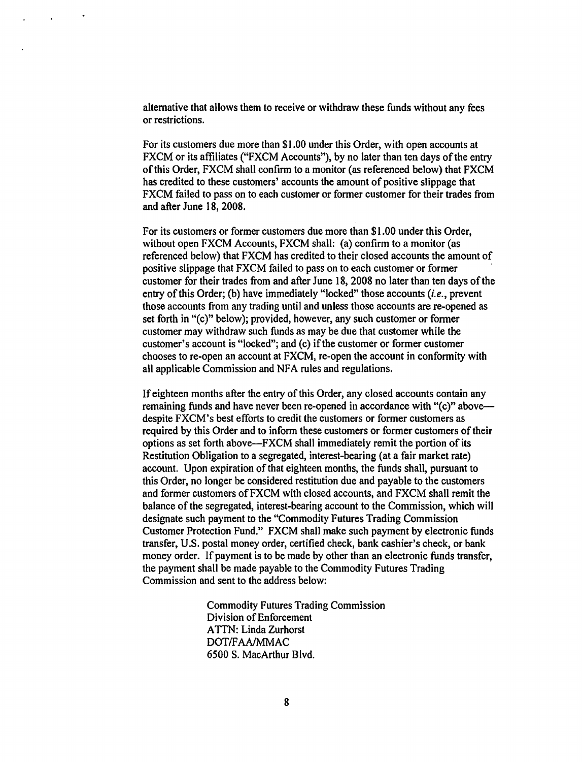alternative that allows them to receive or withdraw these funds without any fees or restrictions.

For its customers due more than $1.00 under this Order, with open accounts at FXCM or its affiliates ("FXCM Accounts"), by no later than ten days of the entry of this Order, FXCM shall confirm to a monitor (as referenced below) that FXCM has credited to these customers' accounts the amount of positive slippage that FXCM failed to pass on to each customer or former customer for their trades from and after June 18, 2008.

For its customers or former customers due more than $1.00 under this Order, without open FXCM Accounts, FXCM shall: (a) confirm to a monitor (as referenced below) that FXCM has credited to their closed accounts the amount of positive slippage that FXCM failed to pass on to each customer or former customer for their trades from and after June 18, 2008 no later than ten days of the entry of this Order; (b) have immediately "locked" those accounts (*i.e.*, prevent those accounts from any trading until and unless those accounts are re-opened as set forth in "(c)" below); provided, however, any such customer or former customer may withdraw such funds as may be due that customer while the customer's account is "locked"; and (c) if the customer or former customer chooses to re-open an account at FXCM, re-open the account in conformity with all applicable Commission and NFA rules and regulations.

If eighteen months after the entry of this Order, any closed accounts contain any remaining funds and have never been re-opened in accordance with "(c)" above—despite FXCM's best efforts to credit the customers or former customers as required by this Order and to inform these customers or former customers of their options as set forth above—FXCM shall immediately remit the portion of its Restitution Obligation to a segregated, interest-bearing (at a fair market rate) account. Upon expiration of that eighteen months, the funds shall, pursuant to this Order, no longer be considered restitution due and payable to the customers and former customers of FXCM with closed accounts, and FXCM shall remit the balance of the segregated, interest-bearing account to the Commission, which will designate such payment to the "Commodity Futures Trading Commission Customer Protection Fund." FXCM shall make such payment by electronic funds transfer, U.S. postal money order, certified check, bank cashier's check, or bank money order. If payment is to be made by other than an electronic funds transfer, the payment shall be made payable to the Commodity Futures Trading Commission and sent to the address below:

Commodity Futures Trading Commission
Division of Enforcement
ATTN: Linda Zurhorst
DOT/FAA/MMAC
6500 S. MacArthur Blvd.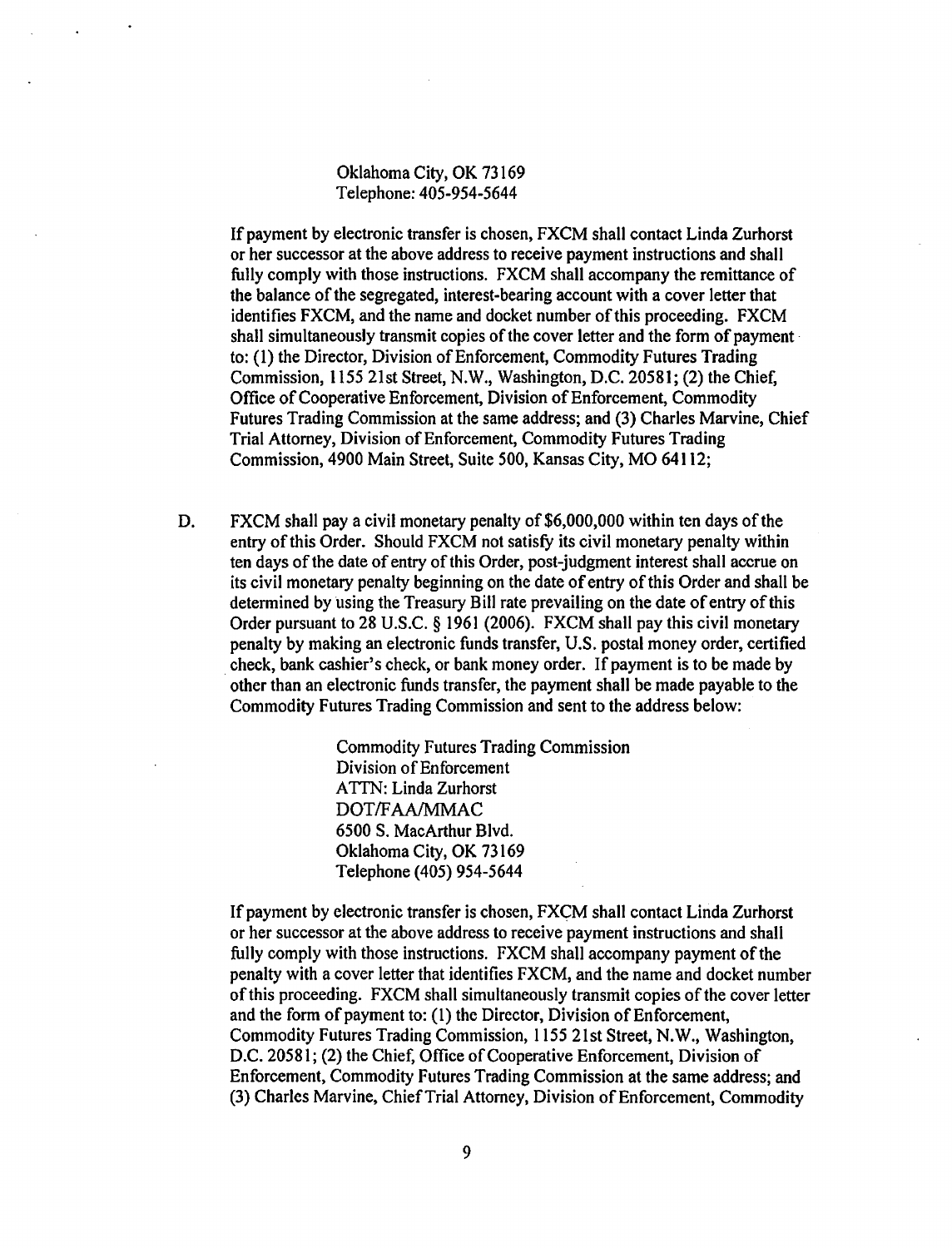Oklahoma City, OK 73169
Telephone: 405-954-5644

If payment by electronic transfer is chosen, FXCM shall contact Linda Zurhorst or her successor at the above address to receive payment instructions and shall fully comply with those instructions. FXCM shall accompany the remittance of the balance of the segregated, interest-bearing account with a cover letter that identifies FXCM, and the name and docket number of this proceeding. FXCM shall simultaneously transmit copies of the cover letter and the form of payment to: (1) the Director, Division of Enforcement, Commodity Futures Trading Commission, 1155 21st Street, N.W., Washington, D.C. 20581; (2) the Chief, Office of Cooperative Enforcement, Division of Enforcement, Commodity Futures Trading Commission at the same address; and (3) Charles Marvine, Chief Trial Attorney, Division of Enforcement, Commodity Futures Trading Commission, 4900 Main Street, Suite 500, Kansas City, MO 64112;

D. FXCM shall pay a civil monetary penalty of $6,000,000 within ten days of the entry of this Order. Should FXCM not satisfy its civil monetary penalty within ten days of the date of entry of this Order, post-judgment interest shall accrue on its civil monetary penalty beginning on the date of entry of this Order and shall be determined by using the Treasury Bill rate prevailing on the date of entry of this Order pursuant to 28 U.S.C. § 1961 (2006). FXCM shall pay this civil monetary penalty by making an electronic funds transfer, U.S. postal money order, certified check, bank cashier's check, or bank money order. If payment is to be made by other than an electronic funds transfer, the payment shall be made payable to the Commodity Futures Trading Commission and sent to the address below:

Commodity Futures Trading Commission
Division of Enforcement
ATTN: Linda Zurhorst
DOT/FAA/MMAC
6500 S. MacArthur Blvd.
Oklahoma City, OK 73169
Telephone (405) 954-5644

If payment by electronic transfer is chosen, FXCM shall contact Linda Zurhorst or her successor at the above address to receive payment instructions and shall fully comply with those instructions. FXCM shall accompany payment of the penalty with a cover letter that identifies FXCM, and the name and docket number of this proceeding. FXCM shall simultaneously transmit copies of the cover letter and the form of payment to: (1) the Director, Division of Enforcement, Commodity Futures Trading Commission, 1155 21st Street, N.W., Washington, D.C. 20581; (2) the Chief, Office of Cooperative Enforcement, Division of Enforcement, Commodity Futures Trading Commission at the same address; and (3) Charles Marvine, Chief Trial Attorney, Division of Enforcement, Commodity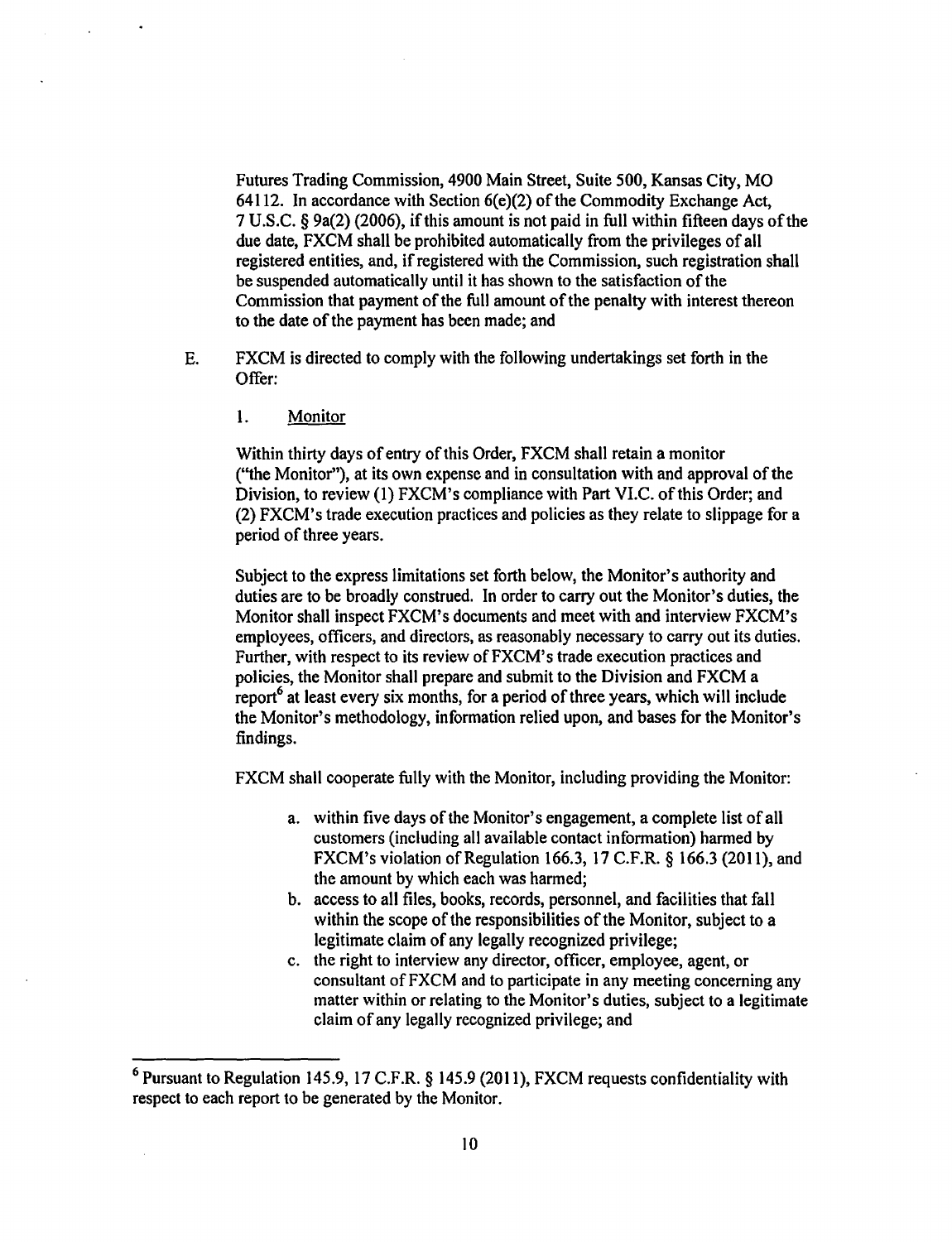Futures Trading Commission, 4900 Main Street, Suite 500, Kansas City, MO 64112. In accordance with Section 6(e)(2) of the Commodity Exchange Act, 7 U.S.C. § 9a(2) (2006), if this amount is not paid in full within fifteen days of the due date, FXCM shall be prohibited automatically from the privileges of all registered entities, and, if registered with the Commission, such registration shall be suspended automatically until it has shown to the satisfaction of the Commission that payment of the full amount of the penalty with interest thereon to the date of the payment has been made; and

E. FXCM is directed to comply with the following undertakings set forth in the Offer:

1. Monitor

Within thirty days of entry of this Order, FXCM shall retain a monitor ("the Monitor"), at its own expense and in consultation with and approval of the Division, to review (1) FXCM's compliance with Part VI.C. of this Order; and (2) FXCM's trade execution practices and policies as they relate to slippage for a period of three years.

Subject to the express limitations set forth below, the Monitor's authority and duties are to be broadly construed. In order to carry out the Monitor's duties, the Monitor shall inspect FXCM's documents and meet with and interview FXCM's employees, officers, and directors, as reasonably necessary to carry out its duties. Further, with respect to its review of FXCM's trade execution practices and policies, the Monitor shall prepare and submit to the Division and FXCM a report[6] at least every six months, for a period of three years, which will include the Monitor's methodology, information relied upon, and bases for the Monitor's findings.

FXCM shall cooperate fully with the Monitor, including providing the Monitor:

a. within five days of the Monitor's engagement, a complete list of all customers (including all available contact information) harmed by FXCM's violation of Regulation 166.3, 17 C.F.R. § 166.3 (2011), and the amount by which each was harmed;
b. access to all files, books, records, personnel, and facilities that fall within the scope of the responsibilities of the Monitor, subject to a legitimate claim of any legally recognized privilege;
c. the right to interview any director, officer, employee, agent, or consultant of FXCM and to participate in any meeting concerning any matter within or relating to the Monitor's duties, subject to a legitimate claim of any legally recognized privilege; and

[6] Pursuant to Regulation 145.9, 17 C.F.R. § 145.9 (2011), FXCM requests confidentiality with respect to each report to be generated by the Monitor.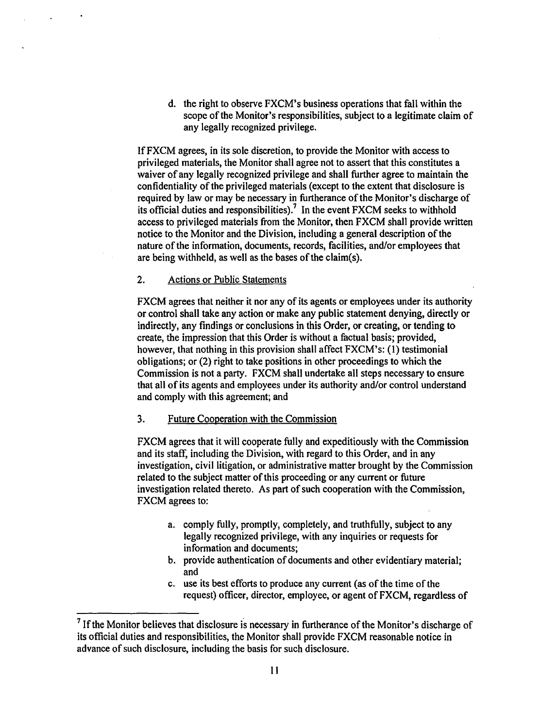d. the right to observe FXCM's business operations that fall within the scope of the Monitor's responsibilities, subject to a legitimate claim of any legally recognized privilege.

If FXCM agrees, in its sole discretion, to provide the Monitor with access to privileged materials, the Monitor shall agree not to assert that this constitutes a waiver of any legally recognized privilege and shall further agree to maintain the confidentiality of the privileged materials (except to the extent that disclosure is required by law or may be necessary in furtherance of the Monitor's discharge of its official duties and responsibilities).[7] In the event FXCM seeks to withhold access to privileged materials from the Monitor, then FXCM shall provide written notice to the Monitor and the Division, including a general description of the nature of the information, documents, records, facilities, and/or employees that are being withheld, as well as the bases of the claim(s).

2. Actions or Public Statements

FXCM agrees that neither it nor any of its agents or employees under its authority or control shall take any action or make any public statement denying, directly or indirectly, any findings or conclusions in this Order, or creating, or tending to create, the impression that this Order is without a factual basis; provided, however, that nothing in this provision shall affect FXCM's: (1) testimonial obligations; or (2) right to take positions in other proceedings to which the Commission is not a party. FXCM shall undertake all steps necessary to ensure that all of its agents and employees under its authority and/or control understand and comply with this agreement; and

3. Future Cooperation with the Commission

FXCM agrees that it will cooperate fully and expeditiously with the Commission and its staff, including the Division, with regard to this Order, and in any investigation, civil litigation, or administrative matter brought by the Commission related to the subject matter of this proceeding or any current or future investigation related thereto. As part of such cooperation with the Commission, FXCM agrees to:

a. comply fully, promptly, completely, and truthfully, subject to any legally recognized privilege, with any inquiries or requests for information and documents;
b. provide authentication of documents and other evidentiary material; and
c. use its best efforts to produce any current (as of the time of the request) officer, director, employee, or agent of FXCM, regardless of

[7] If the Monitor believes that disclosure is necessary in furtherance of the Monitor's discharge of its official duties and responsibilities, the Monitor shall provide FXCM reasonable notice in advance of such disclosure, including the basis for such disclosure.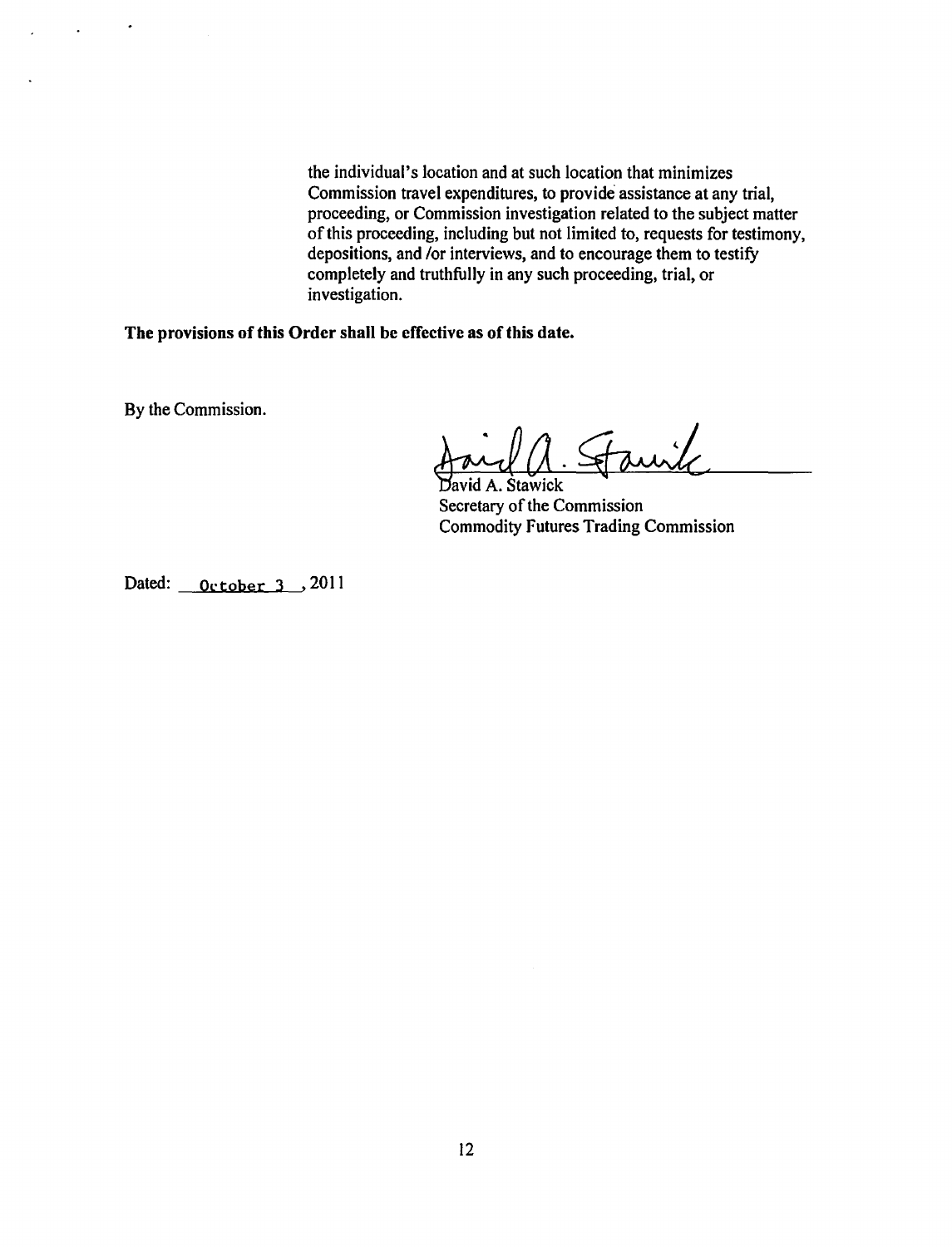the individual's location and at such location that minimizes Commission travel expenditures, to provide assistance at any trial, proceeding, or Commission investigation related to the subject matter of this proceeding, including but not limited to, requests for testimony, depositions, and /or interviews, and to encourage them to testify completely and truthfully in any such proceeding, trial, or investigation.

**The provisions of this Order shall be effective as of this date.**

By the Commission.

David A. Stawick
Secretary of the Commission
Commodity Futures Trading Commission

Dated: October 3, 2011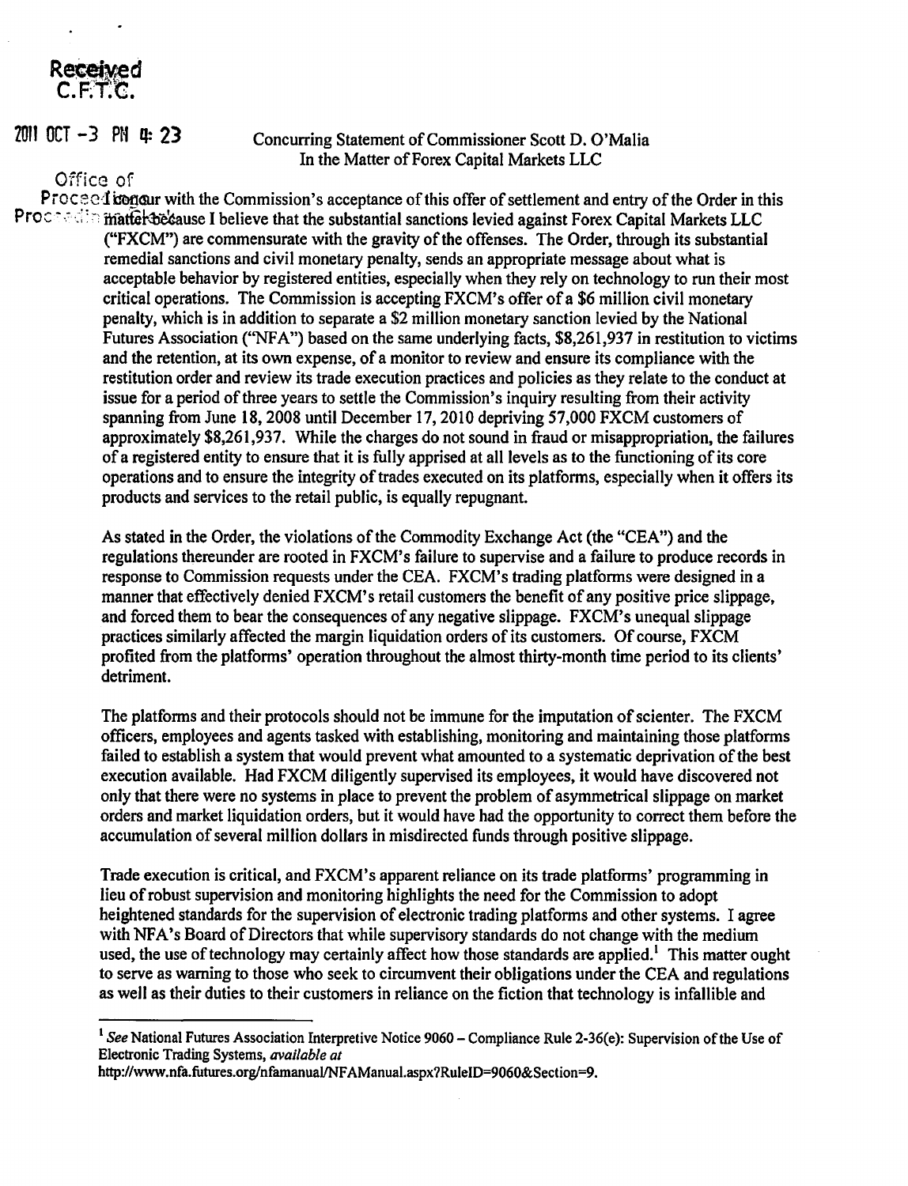Received
C.F.T.C.

2011 OCT -3 PM 4: 23

Office of
Proceedings

Concurring Statement of Commissioner Scott D. O'Malia
In the Matter of Forex Capital Markets LLC

I concur with the Commission's acceptance of this offer of settlement and entry of the Order in this matter because I believe that the substantial sanctions levied against Forex Capital Markets LLC ("FXCM") are commensurate with the gravity of the offenses. The Order, through its substantial remedial sanctions and civil monetary penalty, sends an appropriate message about what is acceptable behavior by registered entities, especially when they rely on technology to run their most critical operations. The Commission is accepting FXCM's offer of a $6 million civil monetary penalty, which is in addition to separate a $2 million monetary sanction levied by the National Futures Association ("NFA") based on the same underlying facts, $8,261,937 in restitution to victims and the retention, at its own expense, of a monitor to review and ensure its compliance with the restitution order and review its trade execution practices and policies as they relate to the conduct at issue for a period of three years to settle the Commission's inquiry resulting from their activity spanning from June 18, 2008 until December 17, 2010 depriving 57,000 FXCM customers of approximately $8,261,937. While the charges do not sound in fraud or misappropriation, the failures of a registered entity to ensure that it is fully apprised at all levels as to the functioning of its core operations and to ensure the integrity of trades executed on its platforms, especially when it offers its products and services to the retail public, is equally repugnant.

As stated in the Order, the violations of the Commodity Exchange Act (the "CEA") and the regulations thereunder are rooted in FXCM's failure to supervise and a failure to produce records in response to Commission requests under the CEA. FXCM's trading platforms were designed in a manner that effectively denied FXCM's retail customers the benefit of any positive price slippage, and forced them to bear the consequences of any negative slippage. FXCM's unequal slippage practices similarly affected the margin liquidation orders of its customers. Of course, FXCM profited from the platforms' operation throughout the almost thirty-month time period to its clients' detriment.

The platforms and their protocols should not be immune for the imputation of scienter. The FXCM officers, employees and agents tasked with establishing, monitoring and maintaining those platforms failed to establish a system that would prevent what amounted to a systematic deprivation of the best execution available. Had FXCM diligently supervised its employees, it would have discovered not only that there were no systems in place to prevent the problem of asymmetrical slippage on market orders and market liquidation orders, but it would have had the opportunity to correct them before the accumulation of several million dollars in misdirected funds through positive slippage.

Trade execution is critical, and FXCM's apparent reliance on its trade platforms' programming in lieu of robust supervision and monitoring highlights the need for the Commission to adopt heightened standards for the supervision of electronic trading platforms and other systems. I agree with NFA's Board of Directors that while supervisory standards do not change with the medium used, the use of technology may certainly affect how those standards are applied.[1] This matter ought to serve as warning to those who seek to circumvent their obligations under the CEA and regulations as well as their duties to their customers in reliance on the fiction that technology is infallible and

---

[1] *See* National Futures Association Interpretive Notice 9060 – Compliance Rule 2-36(e): Supervision of the Use of Electronic Trading Systems, *available at* http://www.nfa.futures.org/nfamanual/NFAManual.aspx?RuleID=9060&Section=9.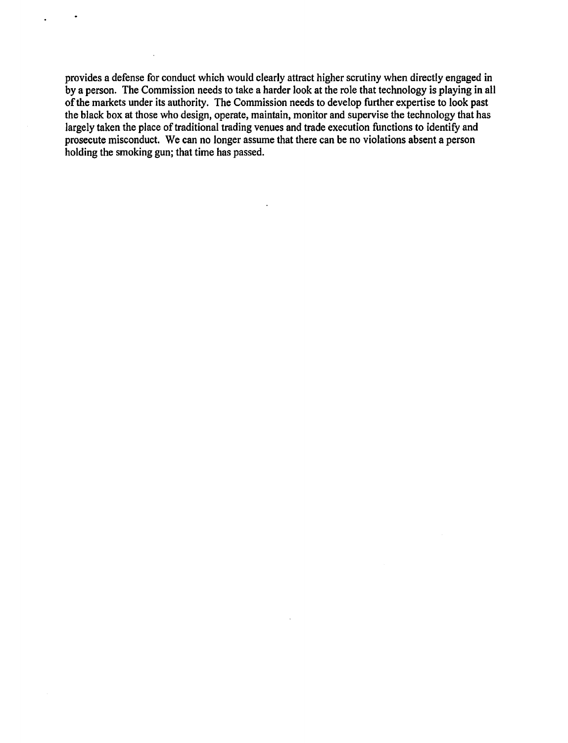provides a defense for conduct which would clearly attract higher scrutiny when directly engaged in by a person. The Commission needs to take a harder look at the role that technology is playing in all of the markets under its authority. The Commission needs to develop further expertise to look past the black box at those who design, operate, maintain, monitor and supervise the technology that has largely taken the place of traditional trading venues and trade execution functions to identify and prosecute misconduct. We can no longer assume that there can be no violations absent a person holding the smoking gun; that time has passed.